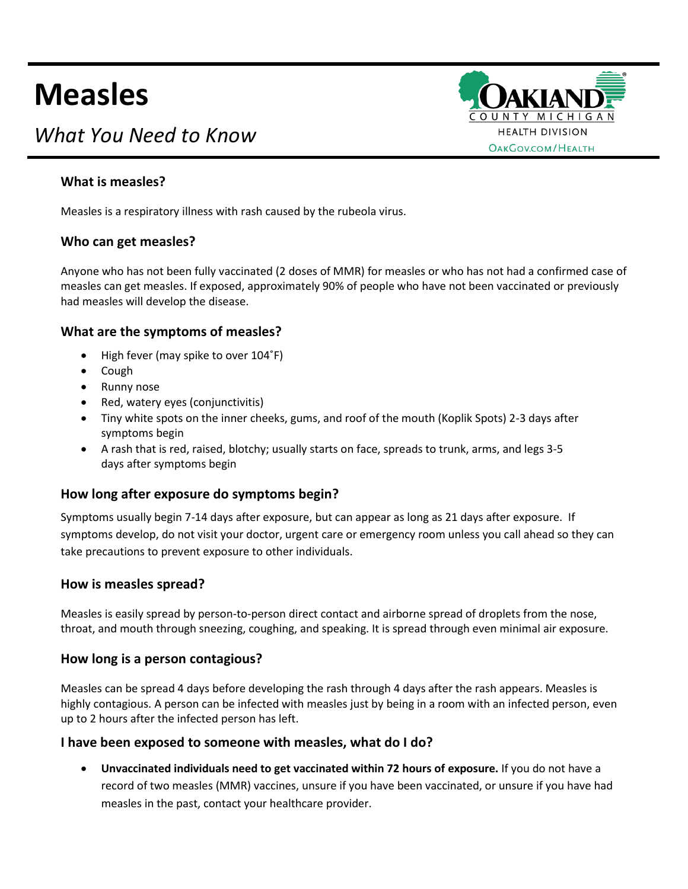# Measles

## *What You Need to Know*

OAKLAND COUNTY MICHIGAN
HEALTH DIVISION
OAKGOV.COM/HEALTH

### What is measles?

Measles is a respiratory illness with rash caused by the rubeola virus.

### Who can get measles?

Anyone who has not been fully vaccinated (2 doses of MMR) for measles or who has not had a confirmed case of measles can get measles. If exposed, approximately 90% of people who have not been vaccinated or previously had measles will develop the disease.

### What are the symptoms of measles?

- High fever (may spike to over 104˚F)
- Cough
- Runny nose
- Red, watery eyes (conjunctivitis)
- Tiny white spots on the inner cheeks, gums, and roof of the mouth (Koplik Spots) 2-3 days after symptoms begin
- A rash that is red, raised, blotchy; usually starts on face, spreads to trunk, arms, and legs 3-5 days after symptoms begin

### How long after exposure do symptoms begin?

Symptoms usually begin 7-14 days after exposure, but can appear as long as 21 days after exposure. If symptoms develop, do not visit your doctor, urgent care or emergency room unless you call ahead so they can take precautions to prevent exposure to other individuals.

### How is measles spread?

Measles is easily spread by person-to-person direct contact and airborne spread of droplets from the nose, throat, and mouth through sneezing, coughing, and speaking. It is spread through even minimal air exposure.

### How long is a person contagious?

Measles can be spread 4 days before developing the rash through 4 days after the rash appears. Measles is highly contagious. A person can be infected with measles just by being in a room with an infected person, even up to 2 hours after the infected person has left.

### I have been exposed to someone with measles, what do I do?

- **Unvaccinated individuals need to get vaccinated within 72 hours of exposure.** If you do not have a record of two measles (MMR) vaccines, unsure if you have been vaccinated, or unsure if you have had measles in the past, contact your healthcare provider.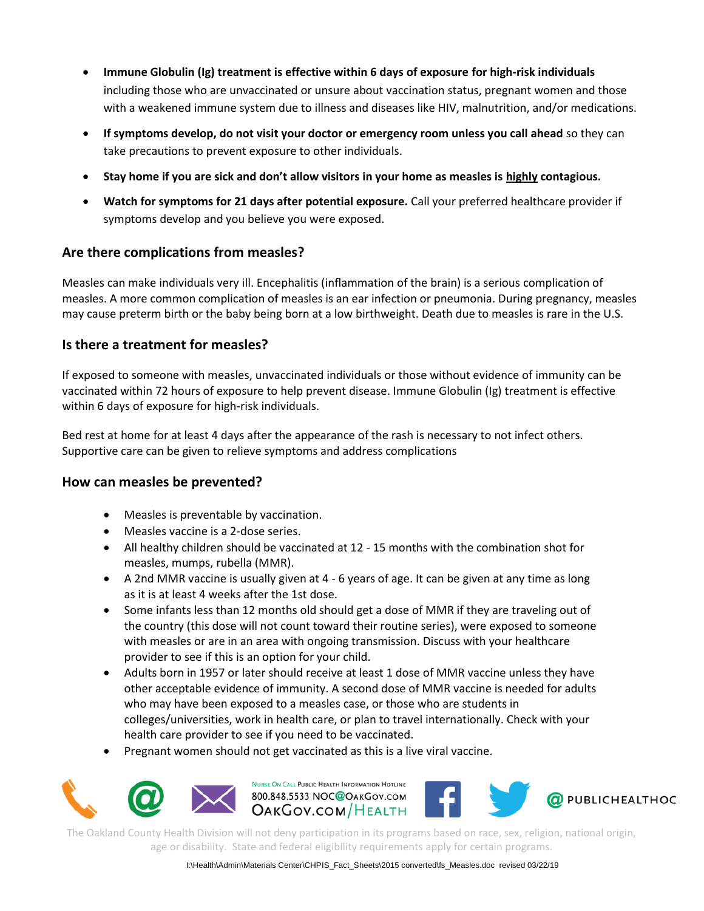- **Immune Globulin (Ig) treatment is effective within 6 days of exposure for high-risk individuals** including those who are unvaccinated or unsure about vaccination status, pregnant women and those with a weakened immune system due to illness and diseases like HIV, malnutrition, and/or medications.
- **If symptoms develop, do not visit your doctor or emergency room unless you call ahead** so they can take precautions to prevent exposure to other individuals.
- **Stay home if you are sick and don't allow visitors in your home as measles is highly contagious.**
- **Watch for symptoms for 21 days after potential exposure.** Call your preferred healthcare provider if symptoms develop and you believe you were exposed.

## Are there complications from measles?

Measles can make individuals very ill. Encephalitis (inflammation of the brain) is a serious complication of measles. A more common complication of measles is an ear infection or pneumonia. During pregnancy, measles may cause preterm birth or the baby being born at a low birthweight. Death due to measles is rare in the U.S.

## Is there a treatment for measles?

If exposed to someone with measles, unvaccinated individuals or those without evidence of immunity can be vaccinated within 72 hours of exposure to help prevent disease. Immune Globulin (Ig) treatment is effective within 6 days of exposure for high-risk individuals.

Bed rest at home for at least 4 days after the appearance of the rash is necessary to not infect others. Supportive care can be given to relieve symptoms and address complications

## How can measles be prevented?

- Measles is preventable by vaccination.
- Measles vaccine is a 2-dose series.
- All healthy children should be vaccinated at 12 - 15 months with the combination shot for measles, mumps, rubella (MMR).
- A 2nd MMR vaccine is usually given at 4 - 6 years of age. It can be given at any time as long as it is at least 4 weeks after the 1st dose.
- Some infants less than 12 months old should get a dose of MMR if they are traveling out of the country (this dose will not count toward their routine series), were exposed to someone with measles or are in an area with ongoing transmission. Discuss with your healthcare provider to see if this is an option for your child.
- Adults born in 1957 or later should receive at least 1 dose of MMR vaccine unless they have other acceptable evidence of immunity. A second dose of MMR vaccine is needed for adults who may have been exposed to a measles case, or those who are students in colleges/universities, work in health care, or plan to travel internationally. Check with your health care provider to see if you need to be vaccinated.
- Pregnant women should not get vaccinated as this is a live viral vaccine.

Nurse On Call Public Health Information Hotline
800.848.5533 NOC@OakGov.com
OakGov.com/Health

@PUBLICHEALTHOC

The Oakland County Health Division will not deny participation in its programs based on race, sex, religion, national origin, age or disability. State and federal eligibility requirements apply for certain programs.

I:\Health\Admin\Materials Center\CHPIS_Fact_Sheets\2015 converted\fs_Measles.doc revised 03/22/19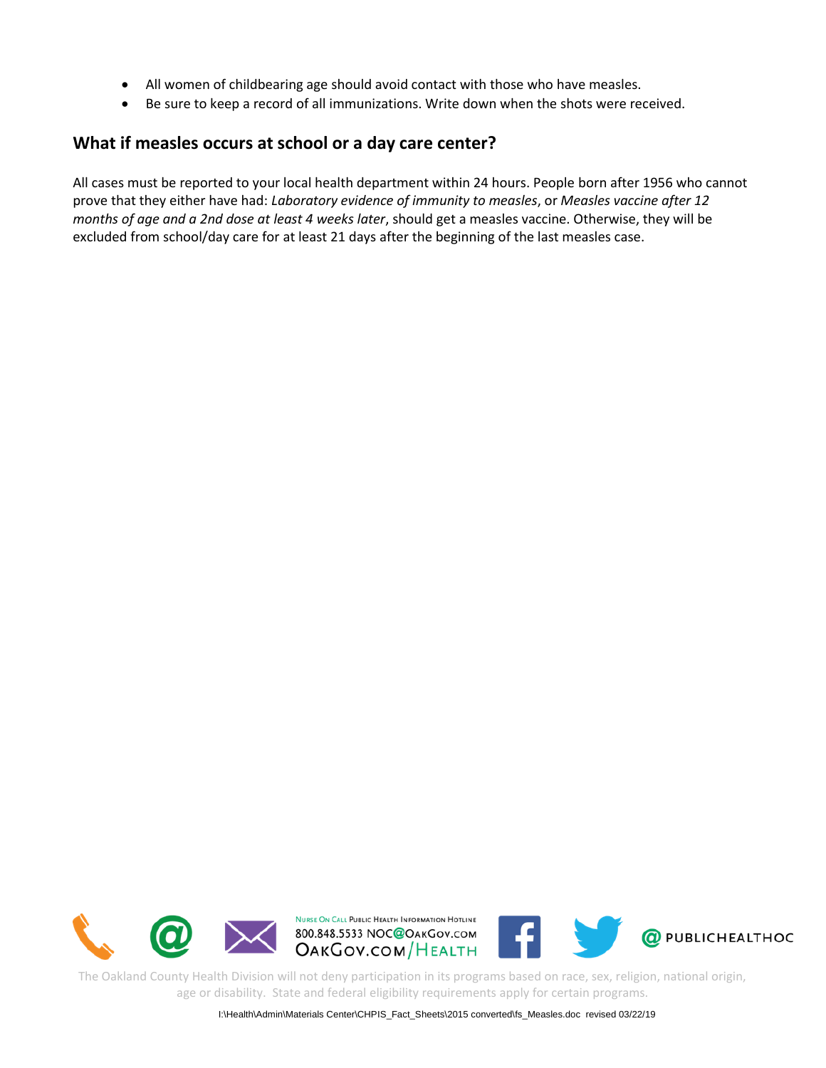- All women of childbearing age should avoid contact with those who have measles.
- Be sure to keep a record of all immunizations. Write down when the shots were received.

## What if measles occurs at school or a day care center?

All cases must be reported to your local health department within 24 hours. People born after 1956 who cannot prove that they either have had: *Laboratory evidence of immunity to measles*, or *Measles vaccine after 12 months of age and a 2nd dose at least 4 weeks later*, should get a measles vaccine. Otherwise, they will be excluded from school/day care for at least 21 days after the beginning of the last measles case.

Nurse On Call Public Health Information Hotline
800.848.5533 NOC@OakGov.com
OakGov.com/Health

@PUBLICHEALTHOC

The Oakland County Health Division will not deny participation in its programs based on race, sex, religion, national origin, age or disability. State and federal eligibility requirements apply for certain programs.

I:\Health\Admin\Materials Center\CHPIS_Fact_Sheets\2015 converted\fs_Measles.doc revised 03/22/19